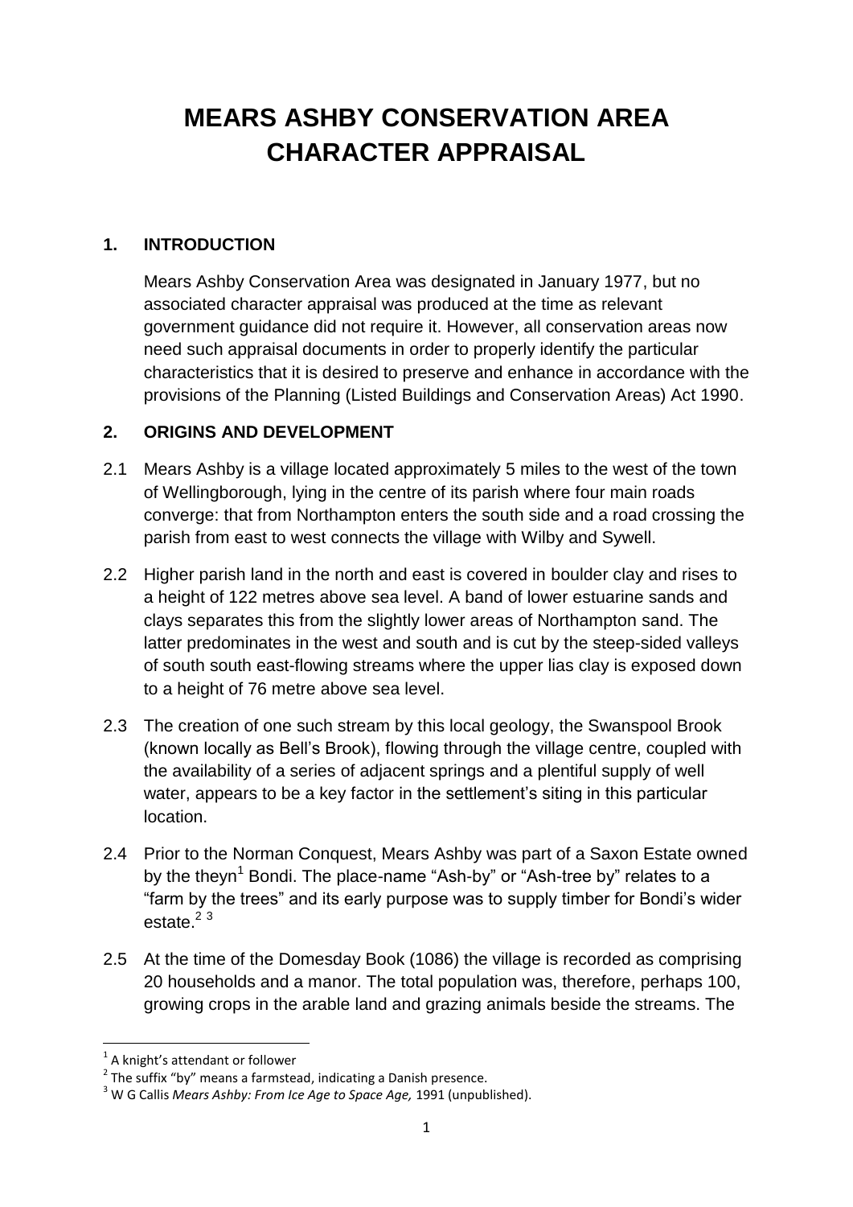# MEARS ASHBY CONSERVATION AREA CHARACTER APPRAISAL

## 1. INTRODUCTION

Mears Ashby Conservation Area was designated in January 1977, but no associated character appraisal was produced at the time as relevant government guidance did not require it. However, all conservation areas now need such appraisal documents in order to properly identify the particular characteristics that it is desired to preserve and enhance in accordance with the provisions of the Planning (Listed Buildings and Conservation Areas) Act 1990.

## 2. ORIGINS AND DEVELOPMENT

2.1 Mears Ashby is a village located approximately 5 miles to the west of the town of Wellingborough, lying in the centre of its parish where four main roads converge: that from Northampton enters the south side and a road crossing the parish from east to west connects the village with Wilby and Sywell.

2.2 Higher parish land in the north and east is covered in boulder clay and rises to a height of 122 metres above sea level. A band of lower estuarine sands and clays separates this from the slightly lower areas of Northampton sand. The latter predominates in the west and south and is cut by the steep-sided valleys of south south east-flowing streams where the upper lias clay is exposed down to a height of 76 metre above sea level.

2.3 The creation of one such stream by this local geology, the Swanspool Brook (known locally as Bell's Brook), flowing through the village centre, coupled with the availability of a series of adjacent springs and a plentiful supply of well water, appears to be a key factor in the settlement's siting in this particular location.

2.4 Prior to the Norman Conquest, Mears Ashby was part of a Saxon Estate owned by the theyn[1] Bondi. The place-name "Ash-by" or "Ash-tree by" relates to a "farm by the trees" and its early purpose was to supply timber for Bondi's wider estate.[2] [3]

2.5 At the time of the Domesday Book (1086) the village is recorded as comprising 20 households and a manor. The total population was, therefore, perhaps 100, growing crops in the arable land and grazing animals beside the streams. The

---

[1] A knight's attendant or follower

[2] The suffix "by" means a farmstead, indicating a Danish presence.

[3] W G Callis *Mears Ashby: From Ice Age to Space Age,* 1991 (unpublished).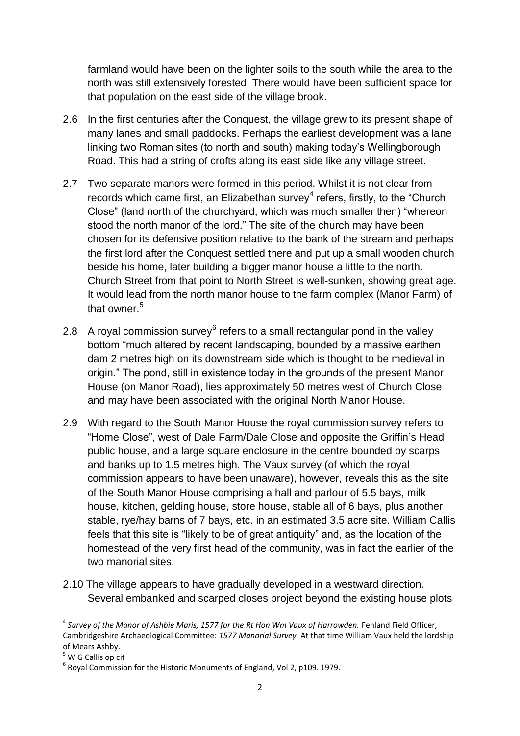farmland would have been on the lighter soils to the south while the area to the north was still extensively forested. There would have been sufficient space for that population on the east side of the village brook.

2.6 In the first centuries after the Conquest, the village grew to its present shape of many lanes and small paddocks. Perhaps the earliest development was a lane linking two Roman sites (to north and south) making today's Wellingborough Road. This had a string of crofts along its east side like any village street.

2.7 Two separate manors were formed in this period. Whilst it is not clear from records which came first, an Elizabethan survey[4] refers, firstly, to the "Church Close" (land north of the churchyard, which was much smaller then) "whereon stood the north manor of the lord." The site of the church may have been chosen for its defensive position relative to the bank of the stream and perhaps the first lord after the Conquest settled there and put up a small wooden church beside his home, later building a bigger manor house a little to the north. Church Street from that point to North Street is well-sunken, showing great age. It would lead from the north manor house to the farm complex (Manor Farm) of that owner.[5]

2.8 A royal commission survey[6] refers to a small rectangular pond in the valley bottom "much altered by recent landscaping, bounded by a massive earthen dam 2 metres high on its downstream side which is thought to be medieval in origin." The pond, still in existence today in the grounds of the present Manor House (on Manor Road), lies approximately 50 metres west of Church Close and may have been associated with the original North Manor House.

2.9 With regard to the South Manor House the royal commission survey refers to "Home Close", west of Dale Farm/Dale Close and opposite the Griffin's Head public house, and a large square enclosure in the centre bounded by scarps and banks up to 1.5 metres high. The Vaux survey (of which the royal commission appears to have been unaware), however, reveals this as the site of the South Manor House comprising a hall and parlour of 5.5 bays, milk house, kitchen, gelding house, store house, stable all of 6 bays, plus another stable, rye/hay barns of 7 bays, etc. in an estimated 3.5 acre site. William Callis feels that this site is "likely to be of great antiquity" and, as the location of the homestead of the very first head of the community, was in fact the earlier of the two manorial sites.

2.10 The village appears to have gradually developed in a westward direction. Several embanked and scarped closes project beyond the existing house plots

---

[4] *Survey of the Manor of Ashbie Maris, 1577 for the Rt Hon Wm Vaux of Harrowden.* Fenland Field Officer, Cambridgeshire Archaeological Committee: *1577 Manorial Survey.* At that time William Vaux held the lordship of Mears Ashby.

[5] W G Callis op cit

[6] Royal Commission for the Historic Monuments of England, Vol 2, p109. 1979.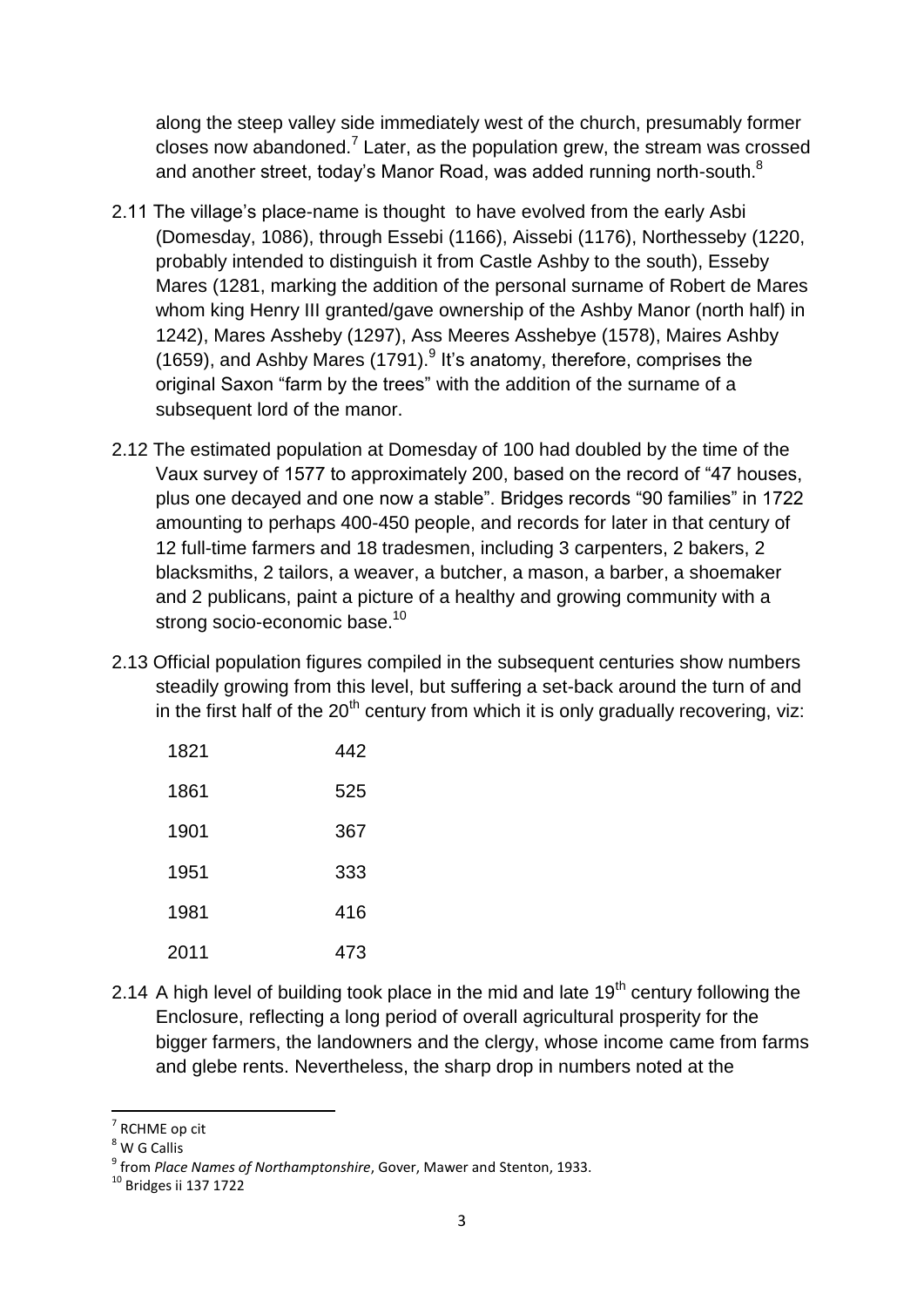along the steep valley side immediately west of the church, presumably former closes now abandoned.[7] Later, as the population grew, the stream was crossed and another street, today's Manor Road, was added running north-south.[8]

2.11 The village's place-name is thought to have evolved from the early Asbi (Domesday, 1086), through Essebi (1166), Aissebi (1176), Northesseby (1220, probably intended to distinguish it from Castle Ashby to the south), Esseby Mares (1281, marking the addition of the personal surname of Robert de Mares whom king Henry III granted/gave ownership of the Ashby Manor (north half) in 1242), Mares Assheby (1297), Ass Meeres Asshebye (1578), Maires Ashby (1659), and Ashby Mares (1791).[9] It's anatomy, therefore, comprises the original Saxon "farm by the trees" with the addition of the surname of a subsequent lord of the manor.

2.12 The estimated population at Domesday of 100 had doubled by the time of the Vaux survey of 1577 to approximately 200, based on the record of "47 houses, plus one decayed and one now a stable". Bridges records "90 families" in 1722 amounting to perhaps 400-450 people, and records for later in that century of 12 full-time farmers and 18 tradesmen, including 3 carpenters, 2 bakers, 2 blacksmiths, 2 tailors, a weaver, a butcher, a mason, a barber, a shoemaker and 2 publicans, paint a picture of a healthy and growing community with a strong socio-economic base.[10]

2.13 Official population figures compiled in the subsequent centuries show numbers steadily growing from this level, but suffering a set-back around the turn of and in the first half of the 20th century from which it is only gradually recovering, viz:

| | |
|---|---|
| 1821 | 442 |
| 1861 | 525 |
| 1901 | 367 |
| 1951 | 333 |
| 1981 | 416 |
| 2011 | 473 |

2.14 A high level of building took place in the mid and late 19th century following the Enclosure, reflecting a long period of overall agricultural prosperity for the bigger farmers, the landowners and the clergy, whose income came from farms and glebe rents. Nevertheless, the sharp drop in numbers noted at the

---

[7] RCHME op cit

[8] W G Callis

[9] from *Place Names of Northamptonshire*, Gover, Mawer and Stenton, 1933.

[10] Bridges ii 137 1722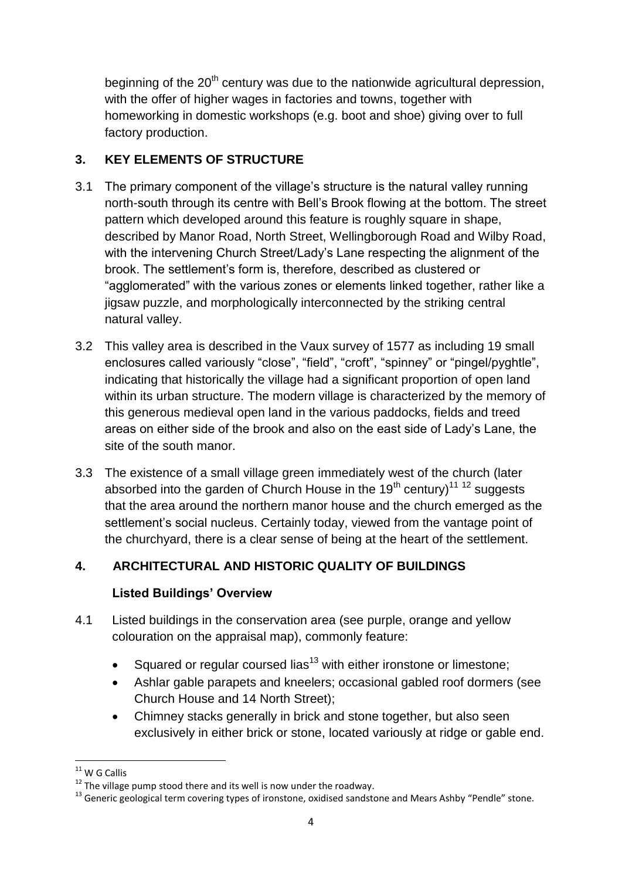beginning of the 20th century was due to the nationwide agricultural depression, with the offer of higher wages in factories and towns, together with homeworking in domestic workshops (e.g. boot and shoe) giving over to full factory production.

## 3. KEY ELEMENTS OF STRUCTURE

3.1 The primary component of the village's structure is the natural valley running north-south through its centre with Bell's Brook flowing at the bottom. The street pattern which developed around this feature is roughly square in shape, described by Manor Road, North Street, Wellingborough Road and Wilby Road, with the intervening Church Street/Lady's Lane respecting the alignment of the brook. The settlement's form is, therefore, described as clustered or "agglomerated" with the various zones or elements linked together, rather like a jigsaw puzzle, and morphologically interconnected by the striking central natural valley.

3.2 This valley area is described in the Vaux survey of 1577 as including 19 small enclosures called variously "close", "field", "croft", "spinney" or "pingel/pyghtle", indicating that historically the village had a significant proportion of open land within its urban structure. The modern village is characterized by the memory of this generous medieval open land in the various paddocks, fields and treed areas on either side of the brook and also on the east side of Lady's Lane, the site of the south manor.

3.3 The existence of a small village green immediately west of the church (later absorbed into the garden of Church House in the 19th century)[11] [12] suggests that the area around the northern manor house and the church emerged as the settlement's social nucleus. Certainly today, viewed from the vantage point of the churchyard, there is a clear sense of being at the heart of the settlement.

## 4. ARCHITECTURAL AND HISTORIC QUALITY OF BUILDINGS

### Listed Buildings' Overview

4.1 Listed buildings in the conservation area (see purple, orange and yellow colouration on the appraisal map), commonly feature:

- Squared or regular coursed lias[13] with either ironstone or limestone;
- Ashlar gable parapets and kneelers; occasional gabled roof dormers (see Church House and 14 North Street);
- Chimney stacks generally in brick and stone together, but also seen exclusively in either brick or stone, located variously at ridge or gable end.

---

[11] W G Callis

[12] The village pump stood there and its well is now under the roadway.

[13] Generic geological term covering types of ironstone, oxidised sandstone and Mears Ashby "Pendle" stone.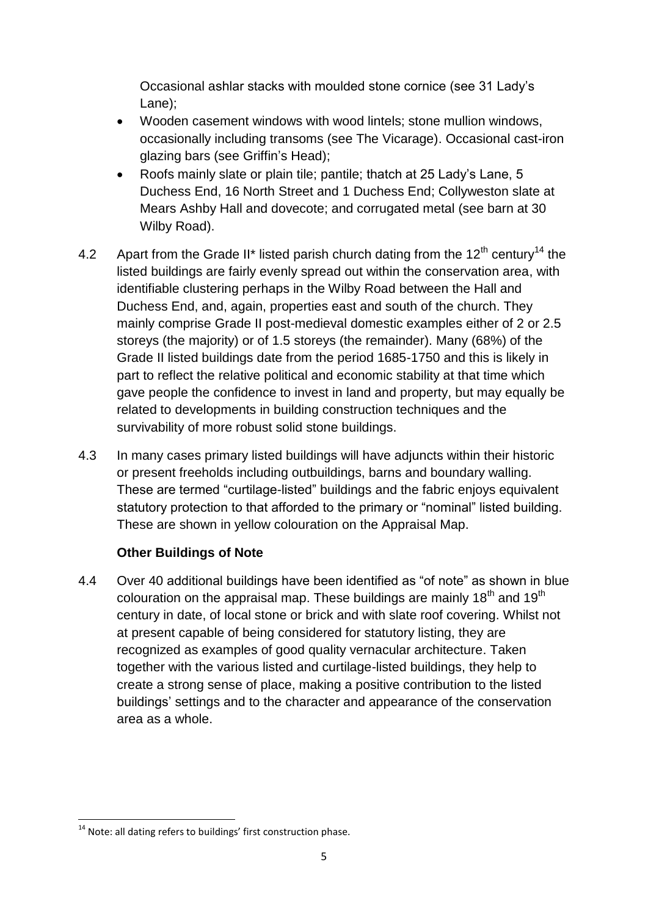Occasional ashlar stacks with moulded stone cornice (see 31 Lady's Lane);

- Wooden casement windows with wood lintels; stone mullion windows, occasionally including transoms (see The Vicarage). Occasional cast-iron glazing bars (see Griffin's Head);
- Roofs mainly slate or plain tile; pantile; thatch at 25 Lady's Lane, 5 Duchess End, 16 North Street and 1 Duchess End; Collyweston slate at Mears Ashby Hall and dovecote; and corrugated metal (see barn at 30 Wilby Road).

4.2 Apart from the Grade II* listed parish church dating from the 12th century[14] the listed buildings are fairly evenly spread out within the conservation area, with identifiable clustering perhaps in the Wilby Road between the Hall and Duchess End, and, again, properties east and south of the church. They mainly comprise Grade II post-medieval domestic examples either of 2 or 2.5 storeys (the majority) or of 1.5 storeys (the remainder). Many (68%) of the Grade II listed buildings date from the period 1685-1750 and this is likely in part to reflect the relative political and economic stability at that time which gave people the confidence to invest in land and property, but may equally be related to developments in building construction techniques and the survivability of more robust solid stone buildings.

4.3 In many cases primary listed buildings will have adjuncts within their historic or present freeholds including outbuildings, barns and boundary walling. These are termed "curtilage-listed" buildings and the fabric enjoys equivalent statutory protection to that afforded to the primary or "nominal" listed building. These are shown in yellow colouration on the Appraisal Map.

**Other Buildings of Note**

4.4 Over 40 additional buildings have been identified as "of note" as shown in blue colouration on the appraisal map. These buildings are mainly 18th and 19th century in date, of local stone or brick and with slate roof covering. Whilst not at present capable of being considered for statutory listing, they are recognized as examples of good quality vernacular architecture. Taken together with the various listed and curtilage-listed buildings, they help to create a strong sense of place, making a positive contribution to the listed buildings' settings and to the character and appearance of the conservation area as a whole.

[14] Note: all dating refers to buildings' first construction phase.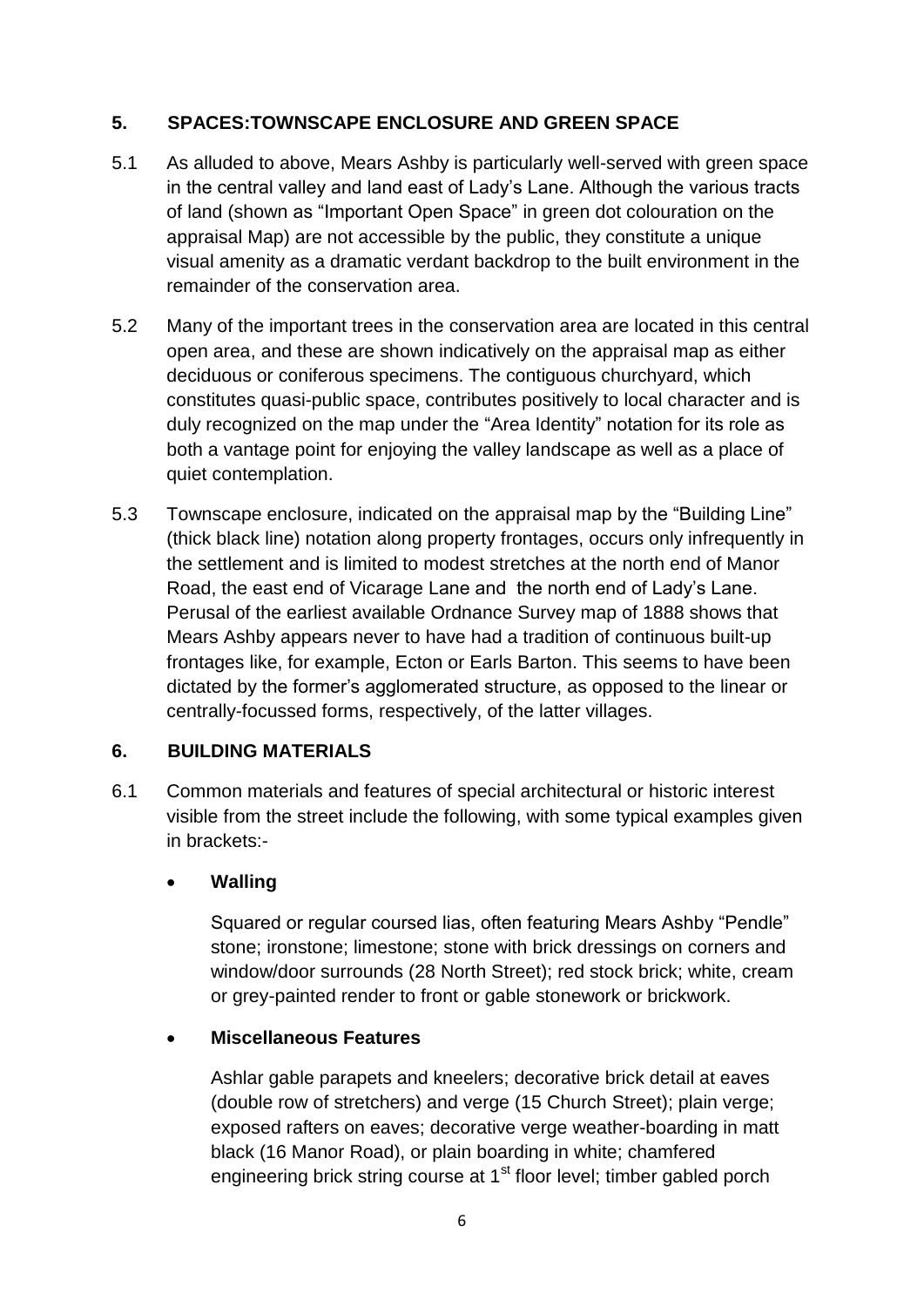## 5. SPACES:TOWNSCAPE ENCLOSURE AND GREEN SPACE

5.1 As alluded to above, Mears Ashby is particularly well-served with green space in the central valley and land east of Lady's Lane. Although the various tracts of land (shown as "Important Open Space" in green dot colouration on the appraisal Map) are not accessible by the public, they constitute a unique visual amenity as a dramatic verdant backdrop to the built environment in the remainder of the conservation area.

5.2 Many of the important trees in the conservation area are located in this central open area, and these are shown indicatively on the appraisal map as either deciduous or coniferous specimens. The contiguous churchyard, which constitutes quasi-public space, contributes positively to local character and is duly recognized on the map under the "Area Identity" notation for its role as both a vantage point for enjoying the valley landscape as well as a place of quiet contemplation.

5.3 Townscape enclosure, indicated on the appraisal map by the "Building Line" (thick black line) notation along property frontages, occurs only infrequently in the settlement and is limited to modest stretches at the north end of Manor Road, the east end of Vicarage Lane and the north end of Lady's Lane. Perusal of the earliest available Ordnance Survey map of 1888 shows that Mears Ashby appears never to have had a tradition of continuous built-up frontages like, for example, Ecton or Earls Barton. This seems to have been dictated by the former's agglomerated structure, as opposed to the linear or centrally-focussed forms, respectively, of the latter villages.

## 6. BUILDING MATERIALS

6.1 Common materials and features of special architectural or historic interest visible from the street include the following, with some typical examples given in brackets:-

- **Walling**

  Squared or regular coursed lias, often featuring Mears Ashby "Pendle" stone; ironstone; limestone; stone with brick dressings on corners and window/door surrounds (28 North Street); red stock brick; white, cream or grey-painted render to front or gable stonework or brickwork.

- **Miscellaneous Features**

  Ashlar gable parapets and kneelers; decorative brick detail at eaves (double row of stretchers) and verge (15 Church Street); plain verge; exposed rafters on eaves; decorative verge weather-boarding in matt black (16 Manor Road), or plain boarding in white; chamfered engineering brick string course at 1st floor level; timber gabled porch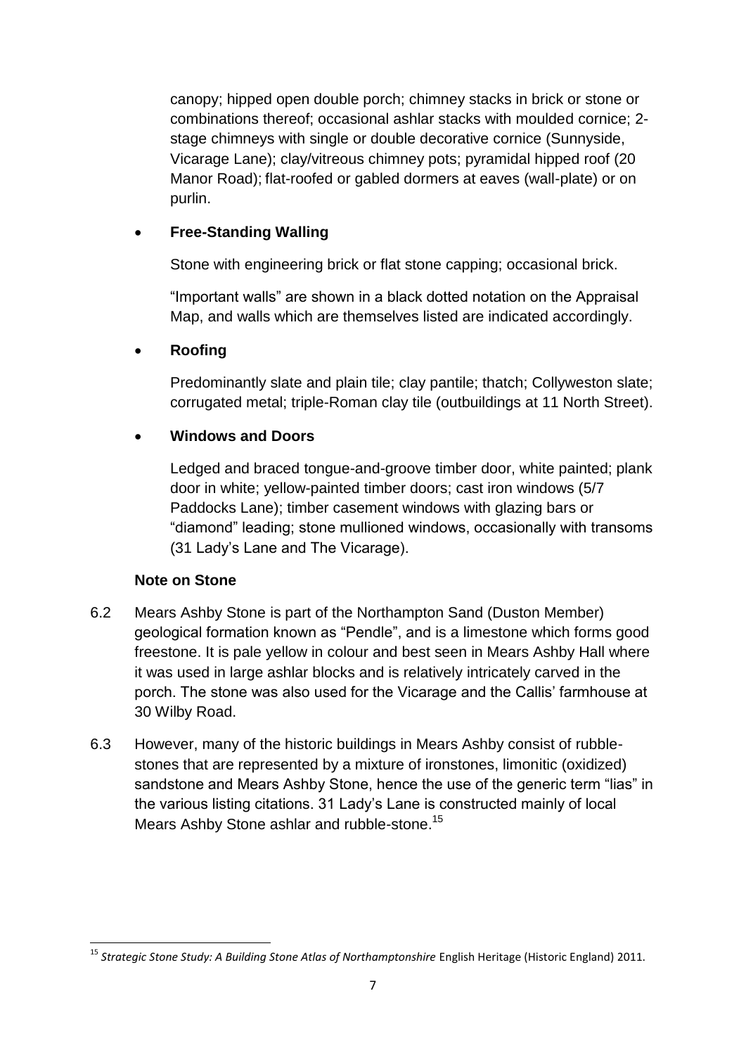canopy; hipped open double porch; chimney stacks in brick or stone or combinations thereof; occasional ashlar stacks with moulded cornice; 2-stage chimneys with single or double decorative cornice (Sunnyside, Vicarage Lane); clay/vitreous chimney pots; pyramidal hipped roof (20 Manor Road); flat-roofed or gabled dormers at eaves (wall-plate) or on purlin.

- **Free-Standing Walling**

  Stone with engineering brick or flat stone capping; occasional brick.

  "Important walls" are shown in a black dotted notation on the Appraisal Map, and walls which are themselves listed are indicated accordingly.

- **Roofing**

  Predominantly slate and plain tile; clay pantile; thatch; Collyweston slate; corrugated metal; triple-Roman clay tile (outbuildings at 11 North Street).

- **Windows and Doors**

  Ledged and braced tongue-and-groove timber door, white painted; plank door in white; yellow-painted timber doors; cast iron windows (5/7 Paddocks Lane); timber casement windows with glazing bars or "diamond" leading; stone mullioned windows, occasionally with transoms (31 Lady's Lane and The Vicarage).

**Note on Stone**

6.2 Mears Ashby Stone is part of the Northampton Sand (Duston Member) geological formation known as "Pendle", and is a limestone which forms good freestone. It is pale yellow in colour and best seen in Mears Ashby Hall where it was used in large ashlar blocks and is relatively intricately carved in the porch. The stone was also used for the Vicarage and the Callis' farmhouse at 30 Wilby Road.

6.3 However, many of the historic buildings in Mears Ashby consist of rubble-stones that are represented by a mixture of ironstones, limonitic (oxidized) sandstone and Mears Ashby Stone, hence the use of the generic term "lias" in the various listing citations. 31 Lady's Lane is constructed mainly of local Mears Ashby Stone ashlar and rubble-stone.[15]

---

[15] *Strategic Stone Study: A Building Stone Atlas of Northamptonshire* English Heritage (Historic England) 2011.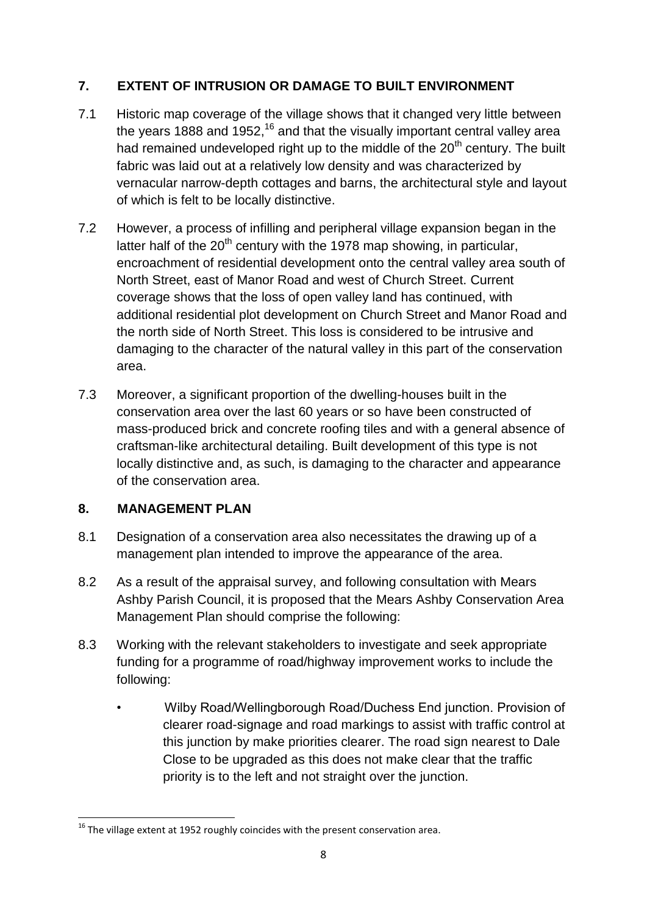## 7. EXTENT OF INTRUSION OR DAMAGE TO BUILT ENVIRONMENT

7.1 Historic map coverage of the village shows that it changed very little between the years 1888 and 1952,[16] and that the visually important central valley area had remained undeveloped right up to the middle of the 20th century. The built fabric was laid out at a relatively low density and was characterized by vernacular narrow-depth cottages and barns, the architectural style and layout of which is felt to be locally distinctive.

7.2 However, a process of infilling and peripheral village expansion began in the latter half of the 20th century with the 1978 map showing, in particular, encroachment of residential development onto the central valley area south of North Street, east of Manor Road and west of Church Street. Current coverage shows that the loss of open valley land has continued, with additional residential plot development on Church Street and Manor Road and the north side of North Street. This loss is considered to be intrusive and damaging to the character of the natural valley in this part of the conservation area.

7.3 Moreover, a significant proportion of the dwelling-houses built in the conservation area over the last 60 years or so have been constructed of mass-produced brick and concrete roofing tiles and with a general absence of craftsman-like architectural detailing. Built development of this type is not locally distinctive and, as such, is damaging to the character and appearance of the conservation area.

## 8. MANAGEMENT PLAN

8.1 Designation of a conservation area also necessitates the drawing up of a management plan intended to improve the appearance of the area.

8.2 As a result of the appraisal survey, and following consultation with Mears Ashby Parish Council, it is proposed that the Mears Ashby Conservation Area Management Plan should comprise the following:

8.3 Working with the relevant stakeholders to investigate and seek appropriate funding for a programme of road/highway improvement works to include the following:

- Wilby Road/Wellingborough Road/Duchess End junction. Provision of clearer road-signage and road markings to assist with traffic control at this junction by make priorities clearer. The road sign nearest to Dale Close to be upgraded as this does not make clear that the traffic priority is to the left and not straight over the junction.

---

[16] The village extent at 1952 roughly coincides with the present conservation area.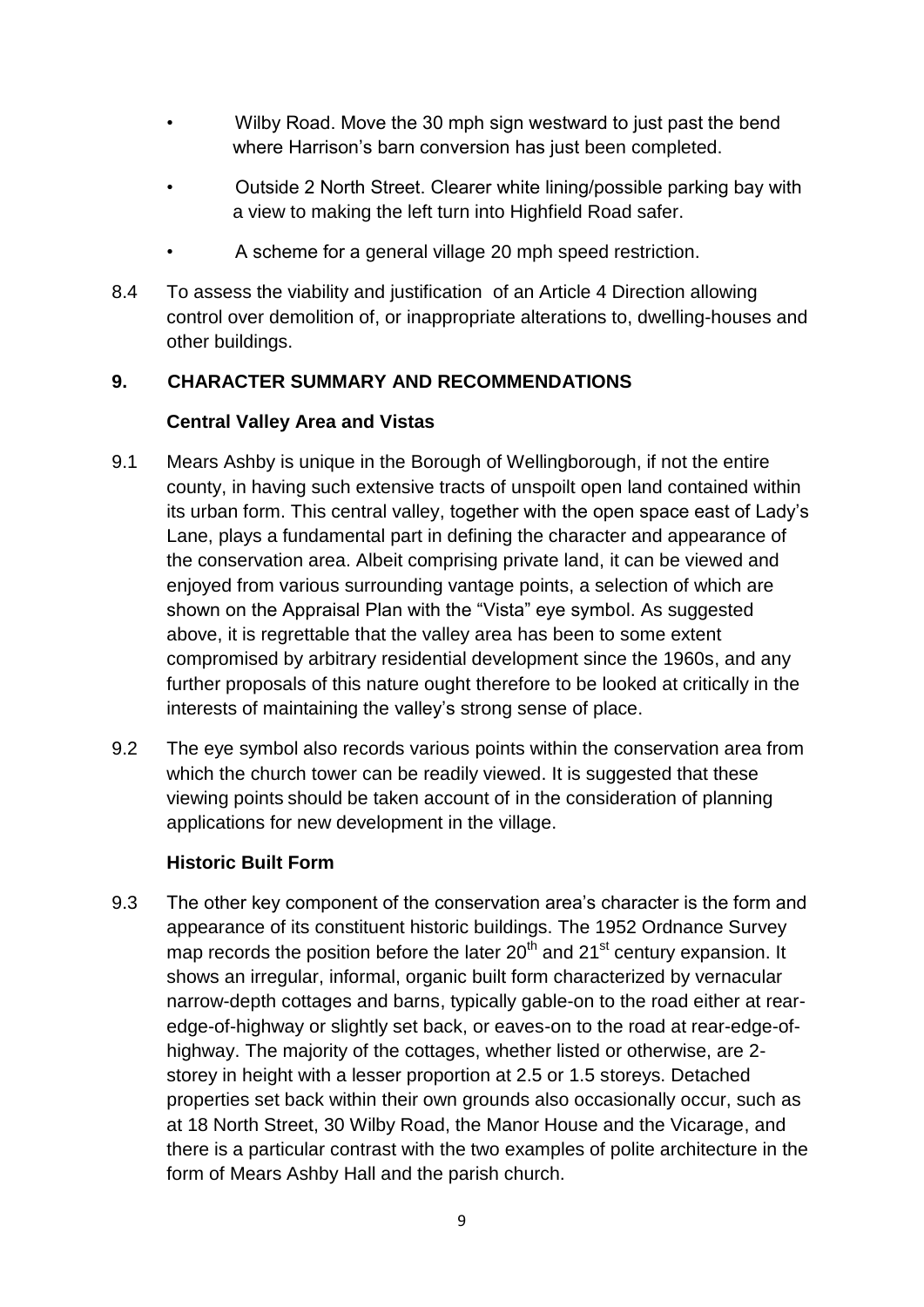- Wilby Road. Move the 30 mph sign westward to just past the bend where Harrison's barn conversion has just been completed.
- Outside 2 North Street. Clearer white lining/possible parking bay with a view to making the left turn into Highfield Road safer.
- A scheme for a general village 20 mph speed restriction.

8.4 To assess the viability and justification of an Article 4 Direction allowing control over demolition of, or inappropriate alterations to, dwelling-houses and other buildings.

## 9. CHARACTER SUMMARY AND RECOMMENDATIONS

### Central Valley Area and Vistas

9.1 Mears Ashby is unique in the Borough of Wellingborough, if not the entire county, in having such extensive tracts of unspoilt open land contained within its urban form. This central valley, together with the open space east of Lady's Lane, plays a fundamental part in defining the character and appearance of the conservation area. Albeit comprising private land, it can be viewed and enjoyed from various surrounding vantage points, a selection of which are shown on the Appraisal Plan with the "Vista" eye symbol. As suggested above, it is regrettable that the valley area has been to some extent compromised by arbitrary residential development since the 1960s, and any further proposals of this nature ought therefore to be looked at critically in the interests of maintaining the valley's strong sense of place.

9.2 The eye symbol also records various points within the conservation area from which the church tower can be readily viewed. It is suggested that these viewing points should be taken account of in the consideration of planning applications for new development in the village.

### Historic Built Form

9.3 The other key component of the conservation area's character is the form and appearance of its constituent historic buildings. The 1952 Ordnance Survey map records the position before the later 20th and 21st century expansion. It shows an irregular, informal, organic built form characterized by vernacular narrow-depth cottages and barns, typically gable-on to the road either at rear-edge-of-highway or slightly set back, or eaves-on to the road at rear-edge-of-highway. The majority of the cottages, whether listed or otherwise, are 2-storey in height with a lesser proportion at 2.5 or 1.5 storeys. Detached properties set back within their own grounds also occasionally occur, such as at 18 North Street, 30 Wilby Road, the Manor House and the Vicarage, and there is a particular contrast with the two examples of polite architecture in the form of Mears Ashby Hall and the parish church.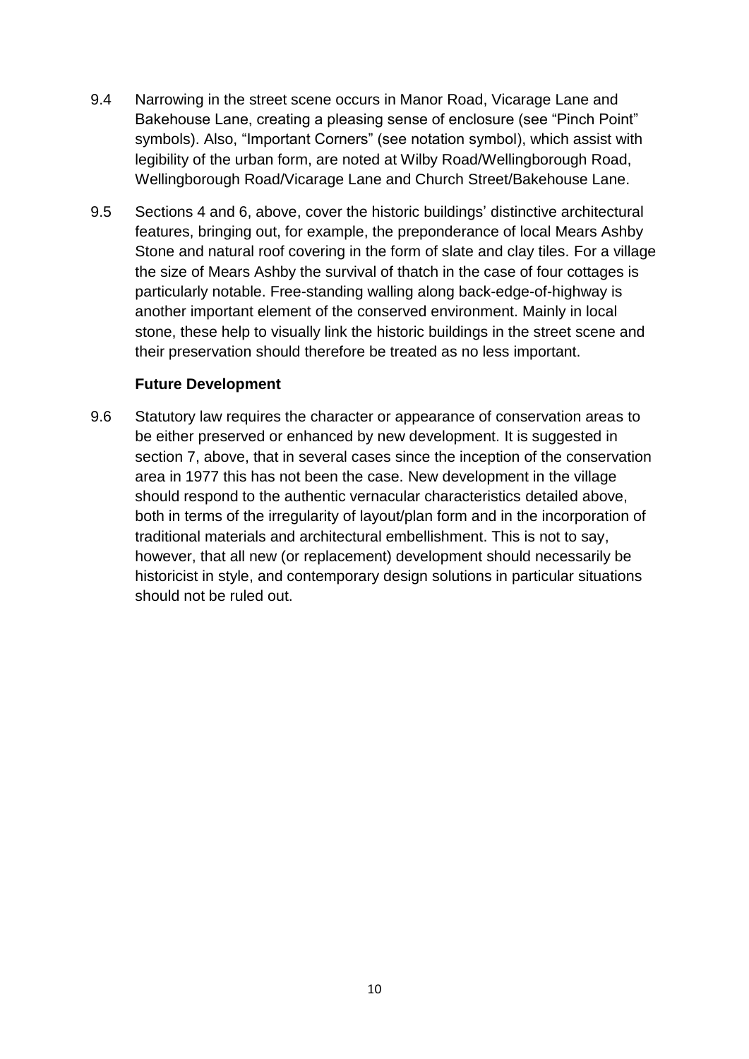9.4 Narrowing in the street scene occurs in Manor Road, Vicarage Lane and Bakehouse Lane, creating a pleasing sense of enclosure (see "Pinch Point" symbols). Also, "Important Corners" (see notation symbol), which assist with legibility of the urban form, are noted at Wilby Road/Wellingborough Road, Wellingborough Road/Vicarage Lane and Church Street/Bakehouse Lane.

9.5 Sections 4 and 6, above, cover the historic buildings' distinctive architectural features, bringing out, for example, the preponderance of local Mears Ashby Stone and natural roof covering in the form of slate and clay tiles. For a village the size of Mears Ashby the survival of thatch in the case of four cottages is particularly notable. Free-standing walling along back-edge-of-highway is another important element of the conserved environment. Mainly in local stone, these help to visually link the historic buildings in the street scene and their preservation should therefore be treated as no less important.

**Future Development**

9.6 Statutory law requires the character or appearance of conservation areas to be either preserved or enhanced by new development. It is suggested in section 7, above, that in several cases since the inception of the conservation area in 1977 this has not been the case. New development in the village should respond to the authentic vernacular characteristics detailed above, both in terms of the irregularity of layout/plan form and in the incorporation of traditional materials and architectural embellishment. This is not to say, however, that all new (or replacement) development should necessarily be historicist in style, and contemporary design solutions in particular situations should not be ruled out.